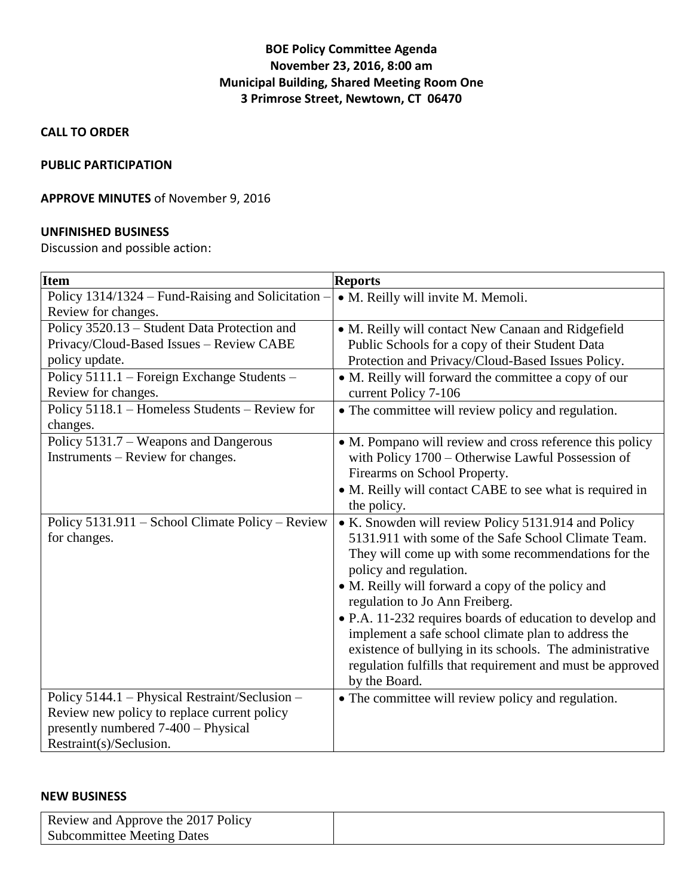# BOE Policy Committee Agenda
## November 23, 2016, 8:00 am
## Municipal Building, Shared Meeting Room One
## 3 Primrose Street, Newtown, CT 06470

**CALL TO ORDER**

**PUBLIC PARTICIPATION**

**APPROVE MINUTES** of November 9, 2016

**UNFINISHED BUSINESS**

Discussion and possible action:

| Item | Reports |
|---|---|
| Policy 1314/1324 – Fund-Raising and Solicitation – Review for changes. | • M. Reilly will invite M. Memoli. |
| Policy 3520.13 – Student Data Protection and Privacy/Cloud-Based Issues – Review CABE policy update. | • M. Reilly will contact New Canaan and Ridgefield Public Schools for a copy of their Student Data Protection and Privacy/Cloud-Based Issues Policy. |
| Policy 5111.1 – Foreign Exchange Students – Review for changes. | • M. Reilly will forward the committee a copy of our current Policy 7-106 |
| Policy 5118.1 – Homeless Students – Review for changes. | • The committee will review policy and regulation. |
| Policy 5131.7 – Weapons and Dangerous Instruments – Review for changes. | • M. Pompano will review and cross reference this policy with Policy 1700 – Otherwise Lawful Possession of Firearms on School Property.<br>• M. Reilly will contact CABE to see what is required in the policy. |
| Policy 5131.911 – School Climate Policy – Review for changes. | • K. Snowden will review Policy 5131.914 and Policy 5131.911 with some of the Safe School Climate Team. They will come up with some recommendations for the policy and regulation.<br>• M. Reilly will forward a copy of the policy and regulation to Jo Ann Freiberg.<br>• P.A. 11-232 requires boards of education to develop and implement a safe school climate plan to address the existence of bullying in its schools. The administrative regulation fulfills that requirement and must be approved by the Board. |
| Policy 5144.1 – Physical Restraint/Seclusion – Review new policy to replace current policy presently numbered 7-400 – Physical Restraint(s)/Seclusion. | • The committee will review policy and regulation. |

**NEW BUSINESS**

| | |
|---|---|
| Review and Approve the 2017 Policy Subcommittee Meeting Dates | |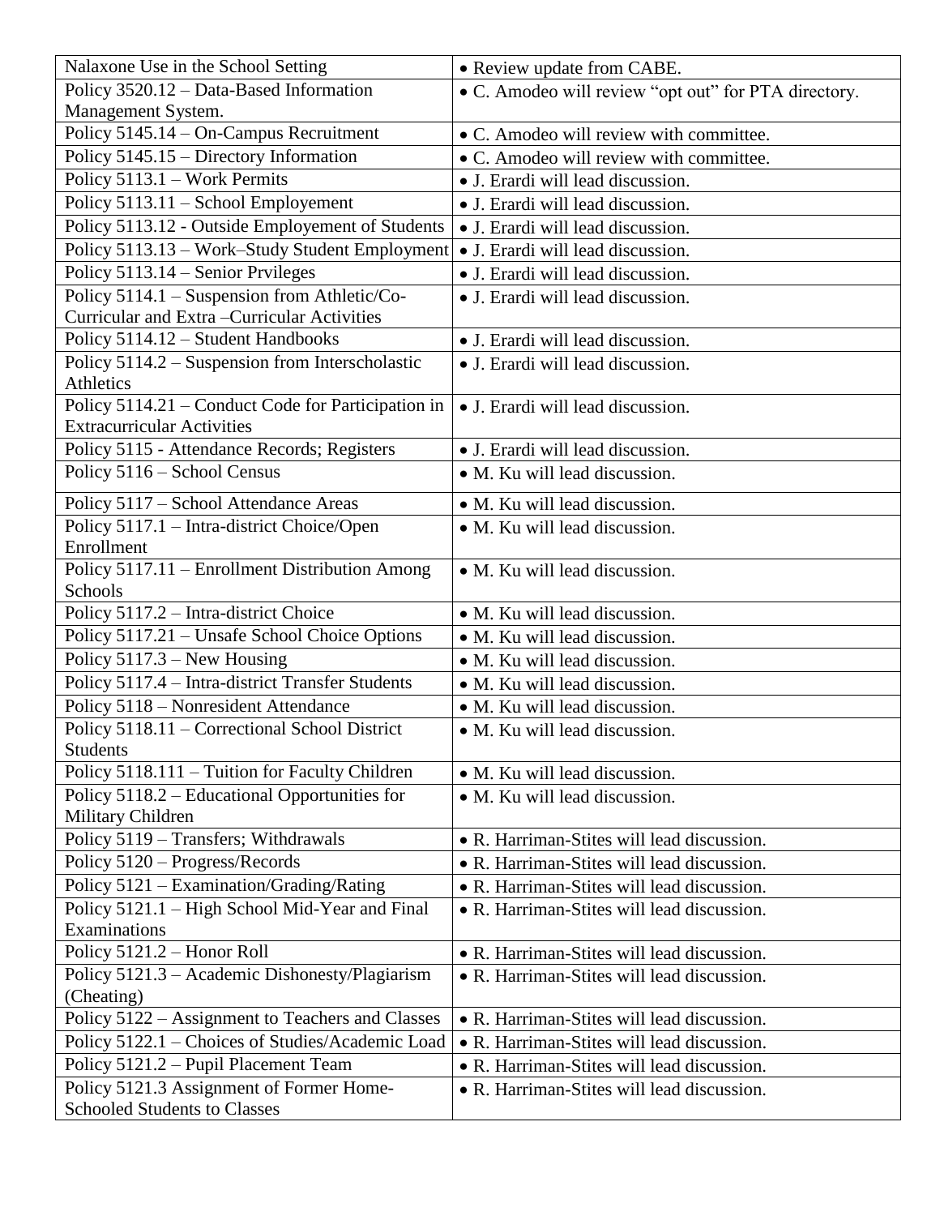| Nalaxone Use in the School Setting | • Review update from CABE. |
|---|---|
| Policy 3520.12 – Data-Based Information Management System. | • C. Amodeo will review "opt out" for PTA directory. |
| Policy 5145.14 – On-Campus Recruitment | • C. Amodeo will review with committee. |
| Policy 5145.15 – Directory Information | • C. Amodeo will review with committee. |
| Policy 5113.1 – Work Permits | • J. Erardi will lead discussion. |
| Policy 5113.11 – School Employement | • J. Erardi will lead discussion. |
| Policy 5113.12 - Outside Employement of Students | • J. Erardi will lead discussion. |
| Policy 5113.13 – Work–Study Student Employment | • J. Erardi will lead discussion. |
| Policy 5113.14 – Senior Prvileges | • J. Erardi will lead discussion. |
| Policy 5114.1 – Suspension from Athletic/Co-Curricular and Extra –Curricular Activities | • J. Erardi will lead discussion. |
| Policy 5114.12 – Student Handbooks | • J. Erardi will lead discussion. |
| Policy 5114.2 – Suspension from Interscholastic Athletics | • J. Erardi will lead discussion. |
| Policy 5114.21 – Conduct Code for Participation in Extracurricular Activities | • J. Erardi will lead discussion. |
| Policy 5115 - Attendance Records; Registers | • J. Erardi will lead discussion. |
| Policy 5116 – School Census | • M. Ku will lead discussion. |
| Policy 5117 – School Attendance Areas | • M. Ku will lead discussion. |
| Policy 5117.1 – Intra-district Choice/Open Enrollment | • M. Ku will lead discussion. |
| Policy 5117.11 – Enrollment Distribution Among Schools | • M. Ku will lead discussion. |
| Policy 5117.2 – Intra-district Choice | • M. Ku will lead discussion. |
| Policy 5117.21 – Unsafe School Choice Options | • M. Ku will lead discussion. |
| Policy 5117.3 – New Housing | • M. Ku will lead discussion. |
| Policy 5117.4 – Intra-district Transfer Students | • M. Ku will lead discussion. |
| Policy 5118 – Nonresident Attendance | • M. Ku will lead discussion. |
| Policy 5118.11 – Correctional School District Students | • M. Ku will lead discussion. |
| Policy 5118.111 – Tuition for Faculty Children | • M. Ku will lead discussion. |
| Policy 5118.2 – Educational Opportunities for Military Children | • M. Ku will lead discussion. |
| Policy 5119 – Transfers; Withdrawals | • R. Harriman-Stites will lead discussion. |
| Policy 5120 – Progress/Records | • R. Harriman-Stites will lead discussion. |
| Policy 5121 – Examination/Grading/Rating | • R. Harriman-Stites will lead discussion. |
| Policy 5121.1 – High School Mid-Year and Final Examinations | • R. Harriman-Stites will lead discussion. |
| Policy 5121.2 – Honor Roll | • R. Harriman-Stites will lead discussion. |
| Policy 5121.3 – Academic Dishonesty/Plagiarism (Cheating) | • R. Harriman-Stites will lead discussion. |
| Policy 5122 – Assignment to Teachers and Classes | • R. Harriman-Stites will lead discussion. |
| Policy 5122.1 – Choices of Studies/Academic Load | • R. Harriman-Stites will lead discussion. |
| Policy 5121.2 – Pupil Placement Team | • R. Harriman-Stites will lead discussion. |
| Policy 5121.3 Assignment of Former Home-Schooled Students to Classes | • R. Harriman-Stites will lead discussion. |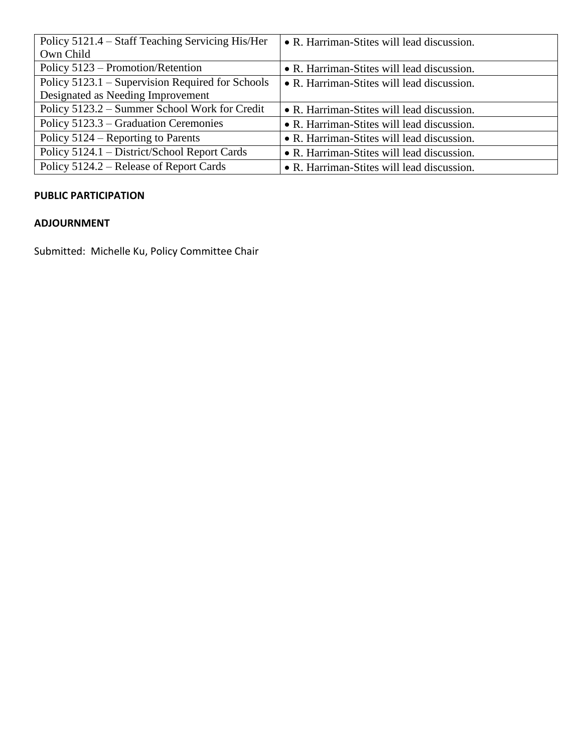| | |
|---|---|
| Policy 5121.4 – Staff Teaching Servicing His/Her Own Child | • R. Harriman-Stites will lead discussion. |
| Policy 5123 – Promotion/Retention | • R. Harriman-Stites will lead discussion. |
| Policy 5123.1 – Supervision Required for Schools Designated as Needing Improvement | • R. Harriman-Stites will lead discussion. |
| Policy 5123.2 – Summer School Work for Credit | • R. Harriman-Stites will lead discussion. |
| Policy 5123.3 – Graduation Ceremonies | • R. Harriman-Stites will lead discussion. |
| Policy 5124 – Reporting to Parents | • R. Harriman-Stites will lead discussion. |
| Policy 5124.1 – District/School Report Cards | • R. Harriman-Stites will lead discussion. |
| Policy 5124.2 – Release of Report Cards | • R. Harriman-Stites will lead discussion. |

**PUBLIC PARTICIPATION**

**ADJOURNMENT**

Submitted: Michelle Ku, Policy Committee Chair